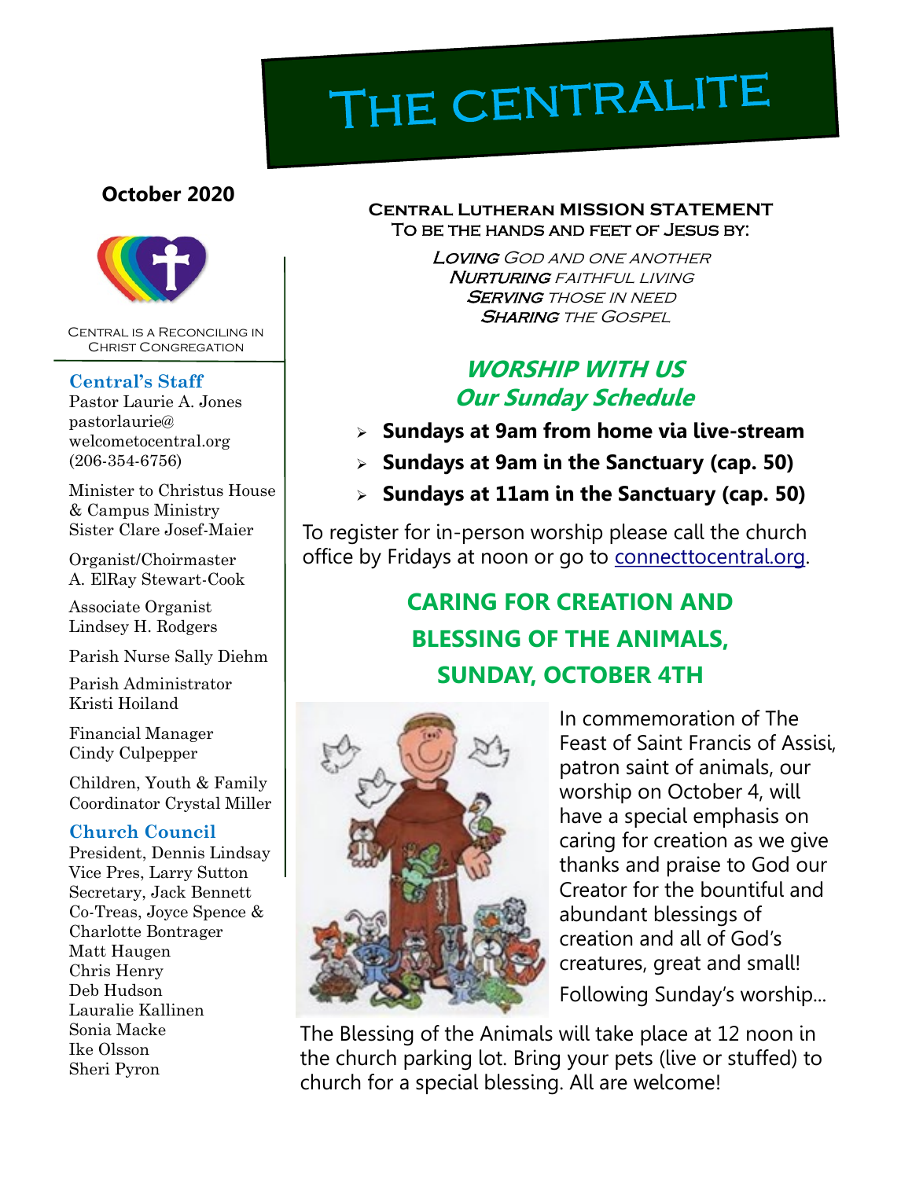# The Centralite

**October 2020**

Central is a Reconciling in Christ Congregation

### Central's Staff

Pastor Laurie A. Jones
pastorlaurie@welcometocentral.org
(206-354-6756)

Minister to Christus House & Campus Ministry
Sister Clare Josef-Maier

Organist/Choirmaster
A. ElRay Stewart-Cook

Associate Organist
Lindsey H. Rodgers

Parish Nurse Sally Diehm

Parish Administrator
Kristi Hoiland

Financial Manager
Cindy Culpepper

Children, Youth & Family Coordinator Crystal Miller

### Church Council

President, Dennis Lindsay
Vice Pres, Larry Sutton
Secretary, Jack Bennett
Co-Treas, Joyce Spence & Charlotte Bontrager
Matt Haugen
Chris Henry
Deb Hudson
Lauralie Kallinen
Sonia Macke
Ike Olsson
Sheri Pyron

**Central Lutheran MISSION STATEMENT**
**To be the hands and feet of Jesus by:**

*Loving God and one another*
*Nurturing faithful living*
*Serving those in need*
*Sharing the Gospel*

## *WORSHIP WITH US*
## *Our Sunday Schedule*

- **Sundays at 9am from home via live-stream**
- **Sundays at 9am in the Sanctuary (cap. 50)**
- **Sundays at 11am in the Sanctuary (cap. 50)**

To register for in-person worship please call the church office by Fridays at noon or go to connecttocentral.org.

## CARING FOR CREATION AND BLESSING OF THE ANIMALS, SUNDAY, OCTOBER 4TH

In commemoration of The Feast of Saint Francis of Assisi, patron saint of animals, our worship on October 4, will have a special emphasis on caring for creation as we give thanks and praise to God our Creator for the bountiful and abundant blessings of creation and all of God's creatures, great and small!

Following Sunday's worship...

The Blessing of the Animals will take place at 12 noon in the church parking lot. Bring your pets (live or stuffed) to church for a special blessing. All are welcome!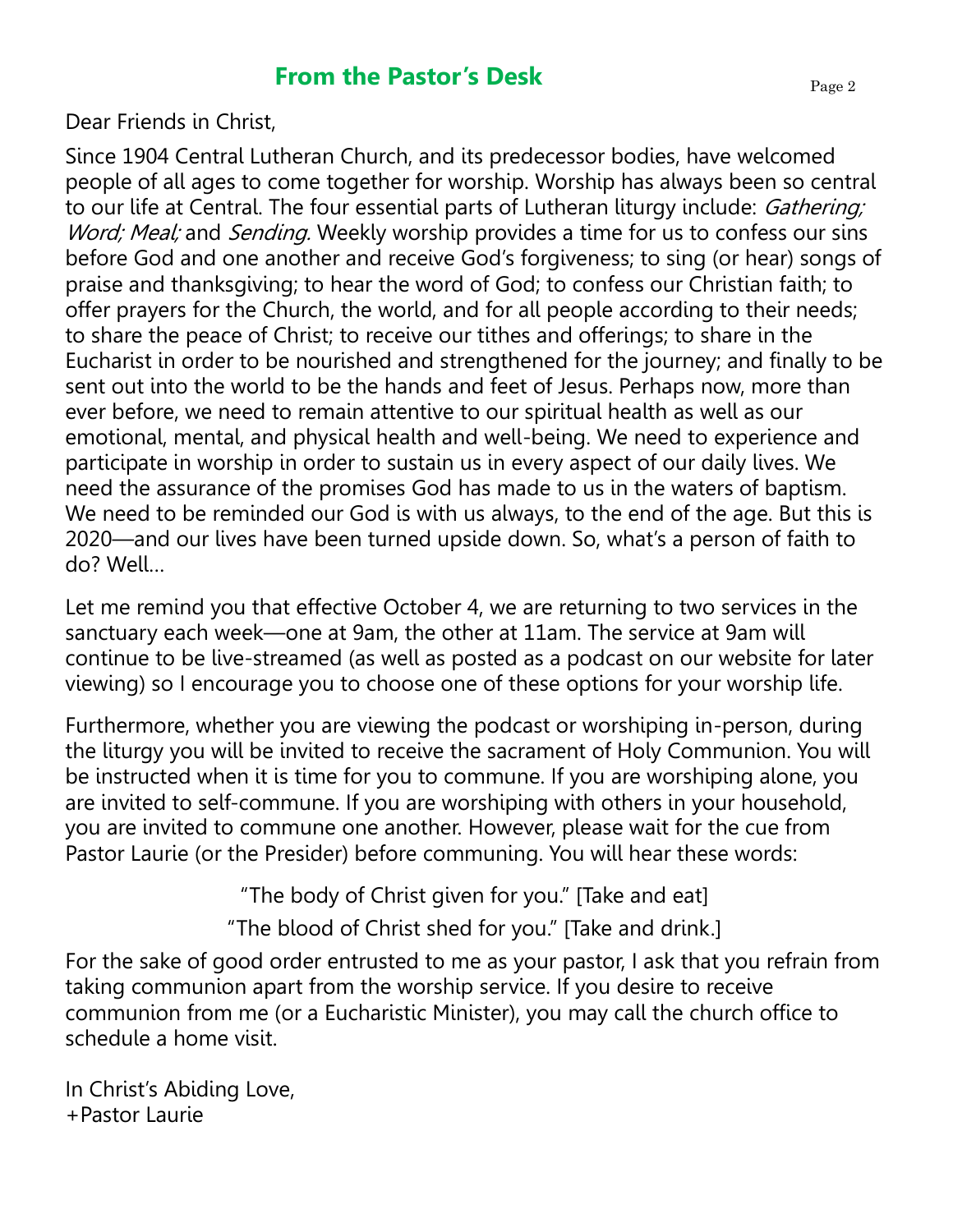## From the Pastor's Desk

Dear Friends in Christ,

Since 1904 Central Lutheran Church, and its predecessor bodies, have welcomed people of all ages to come together for worship. Worship has always been so central to our life at Central. The four essential parts of Lutheran liturgy include: *Gathering; Word; Meal;* and *Sending.* Weekly worship provides a time for us to confess our sins before God and one another and receive God's forgiveness; to sing (or hear) songs of praise and thanksgiving; to hear the word of God; to confess our Christian faith; to offer prayers for the Church, the world, and for all people according to their needs; to share the peace of Christ; to receive our tithes and offerings; to share in the Eucharist in order to be nourished and strengthened for the journey; and finally to be sent out into the world to be the hands and feet of Jesus. Perhaps now, more than ever before, we need to remain attentive to our spiritual health as well as our emotional, mental, and physical health and well-being. We need to experience and participate in worship in order to sustain us in every aspect of our daily lives. We need the assurance of the promises God has made to us in the waters of baptism. We need to be reminded our God is with us always, to the end of the age. But this is 2020—and our lives have been turned upside down. So, what's a person of faith to do? Well…

Let me remind you that effective October 4, we are returning to two services in the sanctuary each week—one at 9am, the other at 11am. The service at 9am will continue to be live-streamed (as well as posted as a podcast on our website for later viewing) so I encourage you to choose one of these options for your worship life.

Furthermore, whether you are viewing the podcast or worshiping in-person, during the liturgy you will be invited to receive the sacrament of Holy Communion. You will be instructed when it is time for you to commune. If you are worshiping alone, you are invited to self-commune. If you are worshiping with others in your household, you are invited to commune one another. However, please wait for the cue from Pastor Laurie (or the Presider) before communing. You will hear these words:

"The body of Christ given for you." [Take and eat]

"The blood of Christ shed for you." [Take and drink.]

For the sake of good order entrusted to me as your pastor, I ask that you refrain from taking communion apart from the worship service. If you desire to receive communion from me (or a Eucharistic Minister), you may call the church office to schedule a home visit.

In Christ's Abiding Love,
+Pastor Laurie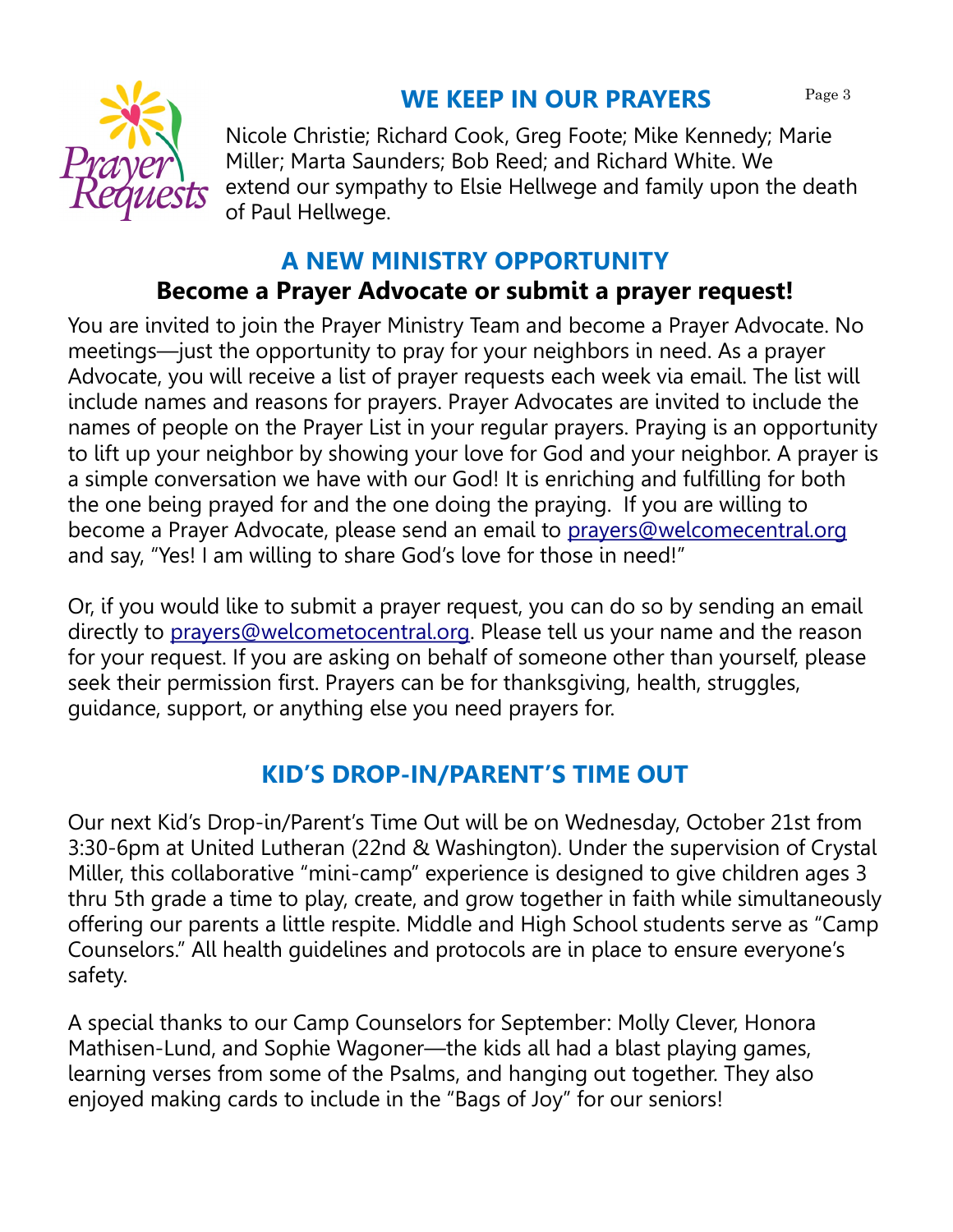## WE KEEP IN OUR PRAYERS

Nicole Christie; Richard Cook, Greg Foote; Mike Kennedy; Marie Miller; Marta Saunders; Bob Reed; and Richard White. We extend our sympathy to Elsie Hellwege and family upon the death of Paul Hellwege.

## A NEW MINISTRY OPPORTUNITY

### Become a Prayer Advocate or submit a prayer request!

You are invited to join the Prayer Ministry Team and become a Prayer Advocate. No meetings—just the opportunity to pray for your neighbors in need. As a prayer Advocate, you will receive a list of prayer requests each week via email. The list will include names and reasons for prayers. Prayer Advocates are invited to include the names of people on the Prayer List in your regular prayers. Praying is an opportunity to lift up your neighbor by showing your love for God and your neighbor. A prayer is a simple conversation we have with our God! It is enriching and fulfilling for both the one being prayed for and the one doing the praying. If you are willing to become a Prayer Advocate, please send an email to prayers@welcomecentral.org and say, "Yes! I am willing to share God's love for those in need!"

Or, if you would like to submit a prayer request, you can do so by sending an email directly to prayers@welcometocentral.org. Please tell us your name and the reason for your request. If you are asking on behalf of someone other than yourself, please seek their permission first. Prayers can be for thanksgiving, health, struggles, guidance, support, or anything else you need prayers for.

## KID'S DROP-IN/PARENT'S TIME OUT

Our next Kid's Drop-in/Parent's Time Out will be on Wednesday, October 21st from 3:30-6pm at United Lutheran (22nd & Washington). Under the supervision of Crystal Miller, this collaborative "mini-camp" experience is designed to give children ages 3 thru 5th grade a time to play, create, and grow together in faith while simultaneously offering our parents a little respite. Middle and High School students serve as "Camp Counselors." All health guidelines and protocols are in place to ensure everyone's safety.

A special thanks to our Camp Counselors for September: Molly Clever, Honora Mathisen-Lund, and Sophie Wagoner—the kids all had a blast playing games, learning verses from some of the Psalms, and hanging out together. They also enjoyed making cards to include in the "Bags of Joy" for our seniors!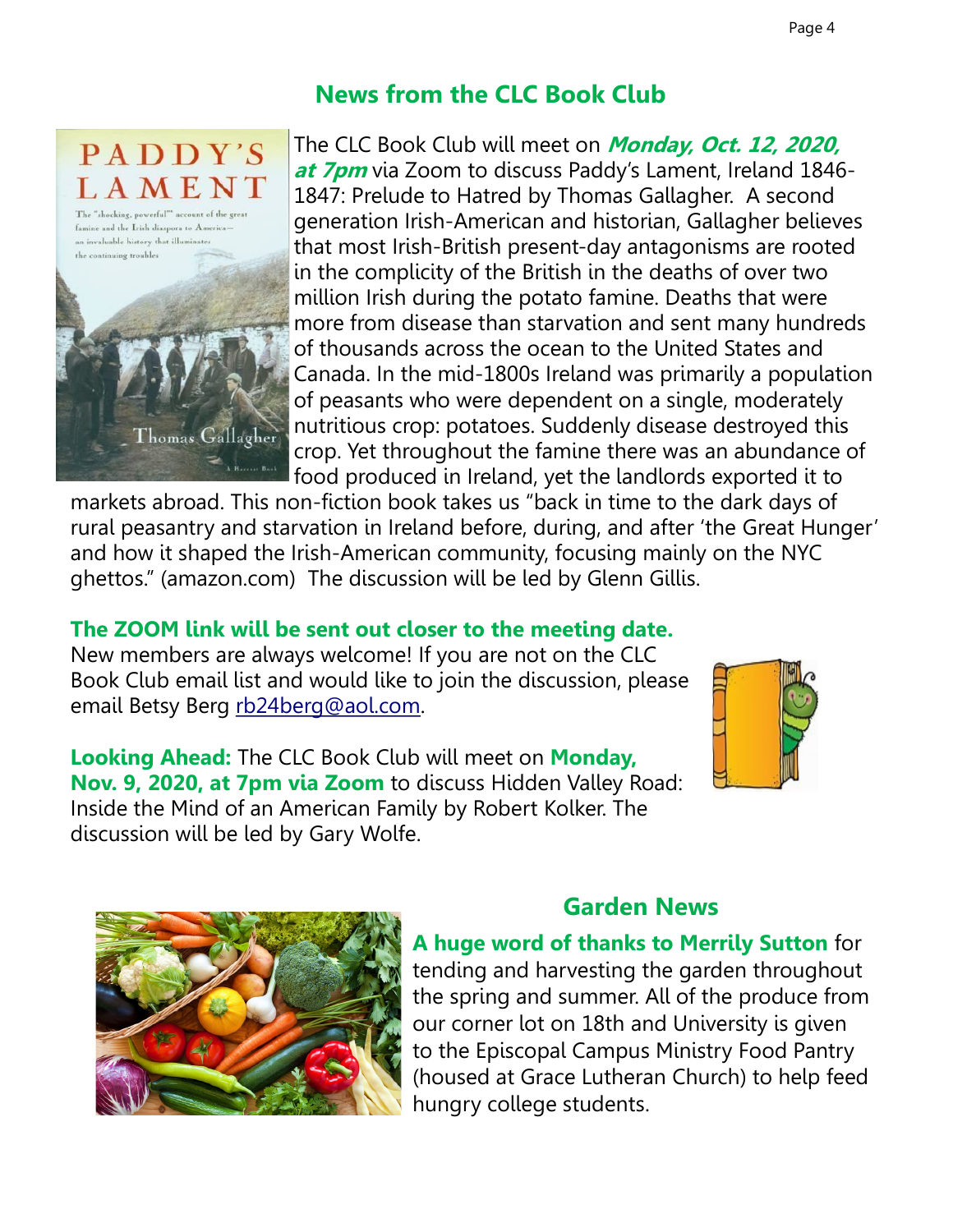## News from the CLC Book Club

The CLC Book Club will meet on ***Monday, Oct. 12, 2020, at 7pm*** via Zoom to discuss Paddy's Lament, Ireland 1846-1847: Prelude to Hatred by Thomas Gallagher. A second generation Irish-American and historian, Gallagher believes that most Irish-British present-day antagonisms are rooted in the complicity of the British in the deaths of over two million Irish during the potato famine. Deaths that were more from disease than starvation and sent many hundreds of thousands across the ocean to the United States and Canada. In the mid-1800s Ireland was primarily a population of peasants who were dependent on a single, moderately nutritious crop: potatoes. Suddenly disease destroyed this crop. Yet throughout the famine there was an abundance of food produced in Ireland, yet the landlords exported it to markets abroad. This non-fiction book takes us "back in time to the dark days of rural peasantry and starvation in Ireland before, during, and after 'the Great Hunger' and how it shaped the Irish-American community, focusing mainly on the NYC ghettos." (amazon.com) The discussion will be led by Glenn Gillis.

**The ZOOM link will be sent out closer to the meeting date.**
New members are always welcome! If you are not on the CLC Book Club email list and would like to join the discussion, please email Betsy Berg rb24berg@aol.com.

**Looking Ahead:** The CLC Book Club will meet on **Monday, Nov. 9, 2020, at 7pm via Zoom** to discuss Hidden Valley Road: Inside the Mind of an American Family by Robert Kolker. The discussion will be led by Gary Wolfe.

## Garden News

**A huge word of thanks to Merrily Sutton** for tending and harvesting the garden throughout the spring and summer. All of the produce from our corner lot on 18th and University is given to the Episcopal Campus Ministry Food Pantry (housed at Grace Lutheran Church) to help feed hungry college students.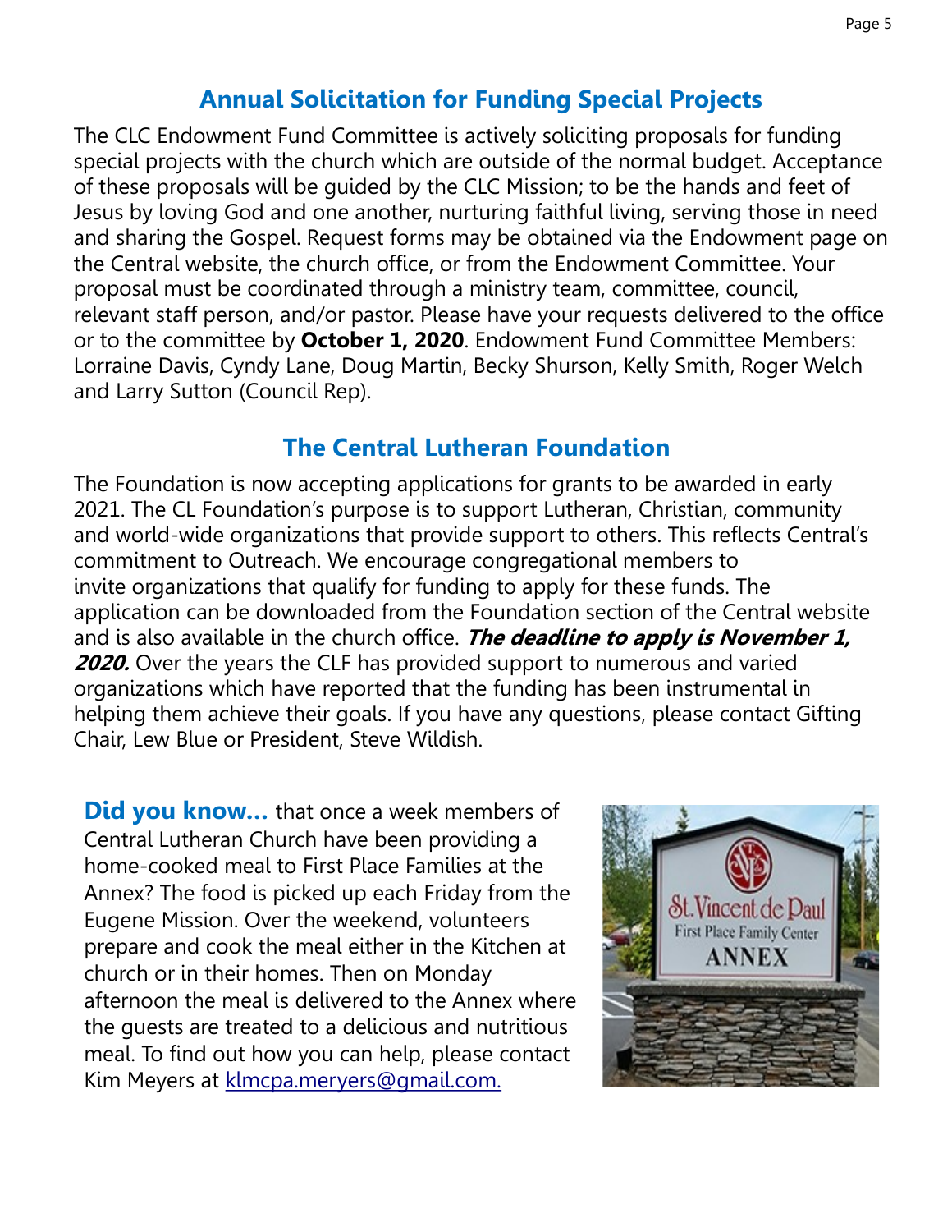## Annual Solicitation for Funding Special Projects

The CLC Endowment Fund Committee is actively soliciting proposals for funding special projects with the church which are outside of the normal budget. Acceptance of these proposals will be guided by the CLC Mission; to be the hands and feet of Jesus by loving God and one another, nurturing faithful living, serving those in need and sharing the Gospel. Request forms may be obtained via the Endowment page on the Central website, the church office, or from the Endowment Committee. Your proposal must be coordinated through a ministry team, committee, council, relevant staff person, and/or pastor. Please have your requests delivered to the office or to the committee by **October 1, 2020**. Endowment Fund Committee Members: Lorraine Davis, Cyndy Lane, Doug Martin, Becky Shurson, Kelly Smith, Roger Welch and Larry Sutton (Council Rep).

## The Central Lutheran Foundation

The Foundation is now accepting applications for grants to be awarded in early 2021. The CL Foundation's purpose is to support Lutheran, Christian, community and world-wide organizations that provide support to others. This reflects Central's commitment to Outreach. We encourage congregational members to invite organizations that qualify for funding to apply for these funds. The application can be downloaded from the Foundation section of the Central website and is also available in the church office. ***The deadline to apply is November 1, 2020.*** Over the years the CLF has provided support to numerous and varied organizations which have reported that the funding has been instrumental in helping them achieve their goals. If you have any questions, please contact Gifting Chair, Lew Blue or President, Steve Wildish.

**Did you know…** that once a week members of Central Lutheran Church have been providing a home-cooked meal to First Place Families at the Annex? The food is picked up each Friday from the Eugene Mission. Over the weekend, volunteers prepare and cook the meal either in the Kitchen at church or in their homes. Then on Monday afternoon the meal is delivered to the Annex where the guests are treated to a delicious and nutritious meal. To find out how you can help, please contact Kim Meyers at klmcpa.meryers@gmail.com.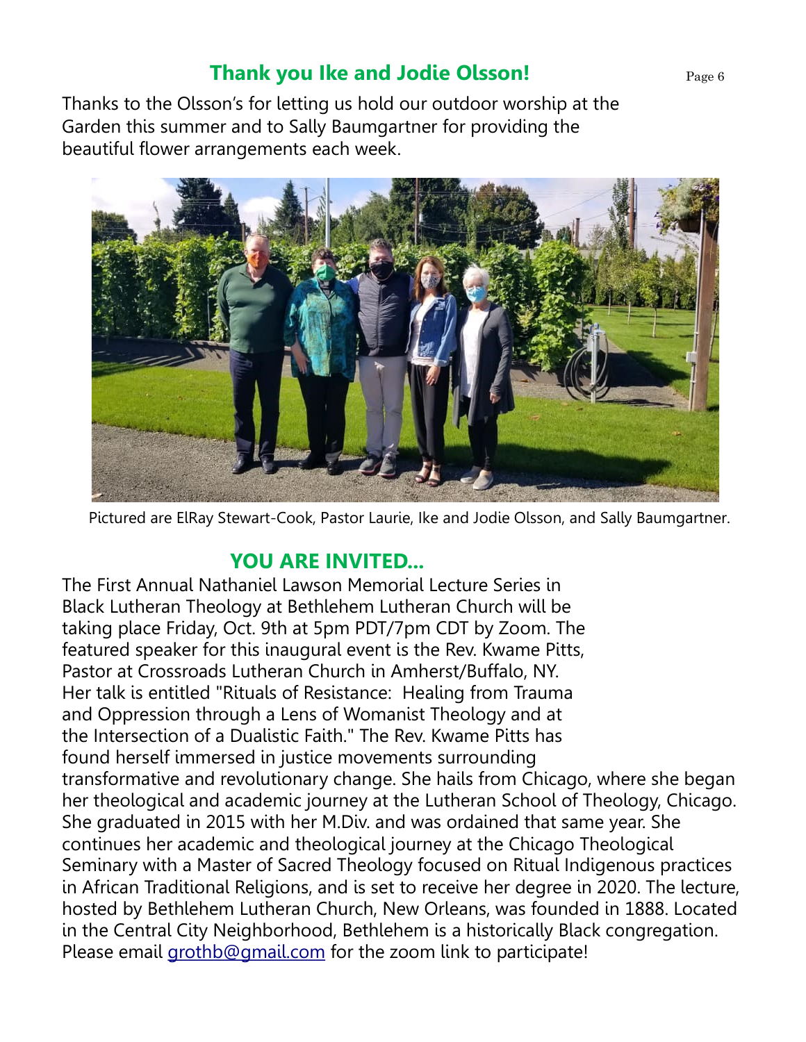## Thank you Ike and Jodie Olsson!

Thanks to the Olsson's for letting us hold our outdoor worship at the Garden this summer and to Sally Baumgartner for providing the beautiful flower arrangements each week.

Pictured are ElRay Stewart-Cook, Pastor Laurie, Ike and Jodie Olsson, and Sally Baumgartner.

## YOU ARE INVITED...

The First Annual Nathaniel Lawson Memorial Lecture Series in Black Lutheran Theology at Bethlehem Lutheran Church will be taking place Friday, Oct. 9th at 5pm PDT/7pm CDT by Zoom. The featured speaker for this inaugural event is the Rev. Kwame Pitts, Pastor at Crossroads Lutheran Church in Amherst/Buffalo, NY. Her talk is entitled "Rituals of Resistance: Healing from Trauma and Oppression through a Lens of Womanist Theology and at the Intersection of a Dualistic Faith." The Rev. Kwame Pitts has found herself immersed in justice movements surrounding transformative and revolutionary change. She hails from Chicago, where she began her theological and academic journey at the Lutheran School of Theology, Chicago. She graduated in 2015 with her M.Div. and was ordained that same year. She continues her academic and theological journey at the Chicago Theological Seminary with a Master of Sacred Theology focused on Ritual Indigenous practices in African Traditional Religions, and is set to receive her degree in 2020. The lecture, hosted by Bethlehem Lutheran Church, New Orleans, was founded in 1888. Located in the Central City Neighborhood, Bethlehem is a historically Black congregation. Please email grothb@gmail.com for the zoom link to participate!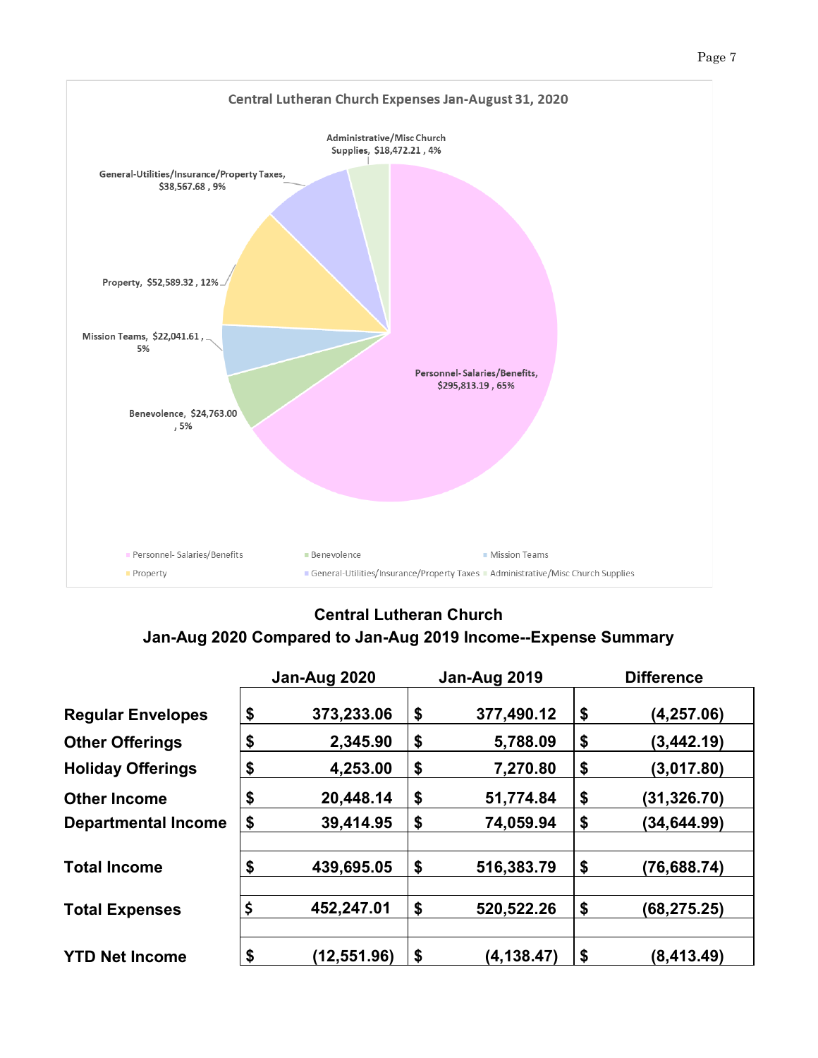Central Lutheran Church Expenses Jan-August 31, 2020

Administrative/Misc Church Supplies, $18,472.21 , 4%

General-Utilities/Insurance/Property Taxes, $38,567.68 , 9%

Property, $52,589.32 , 12%

Mission Teams, $22,041.61 , 5%

Benevolence, $24,763.00 , 5%

Personnel- Salaries/Benefits, $295,813.19 , 65%

Personnel- Salaries/Benefits | Benevolence | Mission Teams | Property | General-Utilities/Insurance/Property Taxes | Administrative/Misc Church Supplies

## Central Lutheran Church
## Jan-Aug 2020 Compared to Jan-Aug 2019 Income--Expense Summary

| | Jan-Aug 2020 | Jan-Aug 2019 | Difference |
|---|---|---|---|
| **Regular Envelopes** | $ 373,233.06 | $ 377,490.12 | $ (4,257.06) |
| **Other Offerings** | $ 2,345.90 | $ 5,788.09 | $ (3,442.19) |
| **Holiday Offerings** | $ 4,253.00 | $ 7,270.80 | $ (3,017.80) |
| **Other Income** | $ 20,448.14 | $ 51,774.84 | $ (31,326.70) |
| **Departmental Income** | $ 39,414.95 | $ 74,059.94 | $ (34,644.99) |
| | | | |
| **Total Income** | $ 439,695.05 | $ 516,383.79 | $ (76,688.74) |
| | | | |
| **Total Expenses** | $ 452,247.01 | $ 520,522.26 | $ (68,275.25) |
| | | | |
| **YTD Net Income** | $ (12,551.96) | $ (4,138.47) | $ (8,413.49) |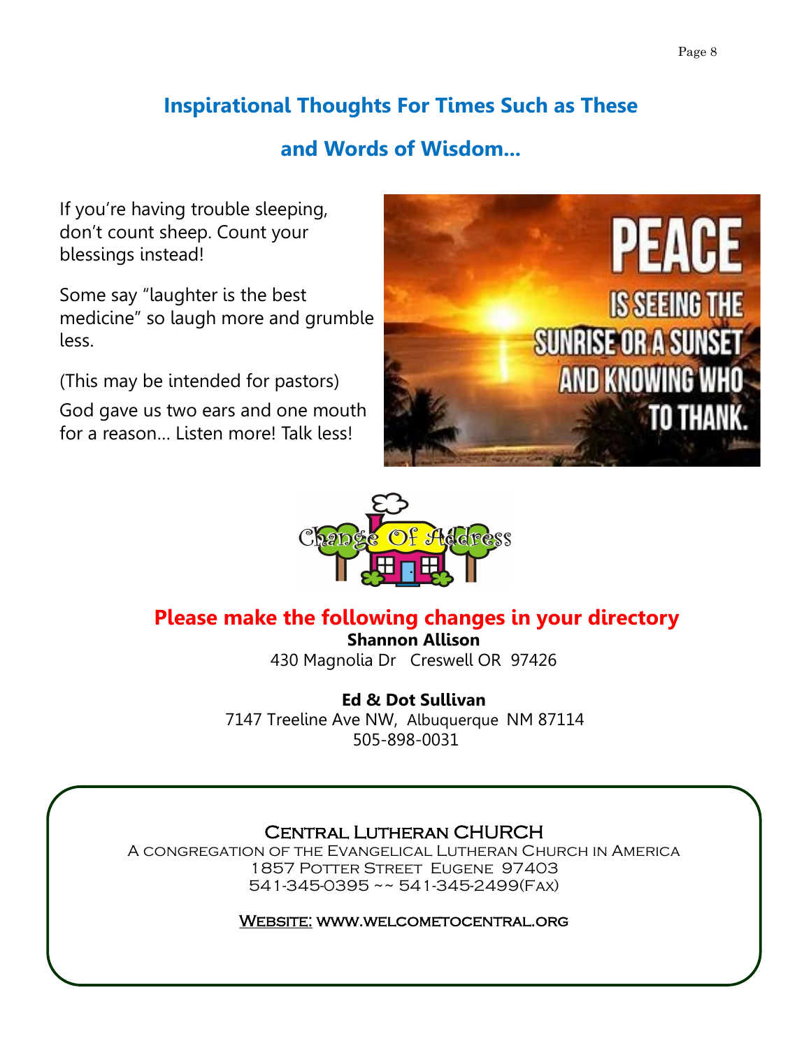## Inspirational Thoughts For Times Such as These

## and Words of Wisdom…

If you're having trouble sleeping, don't count sheep. Count your blessings instead!

Some say "laughter is the best medicine" so laugh more and grumble less.

(This may be intended for pastors)

God gave us two ears and one mouth for a reason… Listen more! Talk less!

PEACE IS SEEING THE SUNRISE OR A SUNSET AND KNOWING WHO TO THANK.

Change Of Address

**Please make the following changes in your directory**

**Shannon Allison**
430 Magnolia Dr   Creswell OR  97426

**Ed & Dot Sullivan**
7147 Treeline Ave NW,  Albuquerque  NM 87114
505-898-0031

Central Lutheran CHURCH
A congregation of the Evangelical Lutheran Church in America
1857 Potter Street  Eugene  97403
541-345-0395 ~~ 541-345-2499(Fax)

Website: www.welcometocentral.org